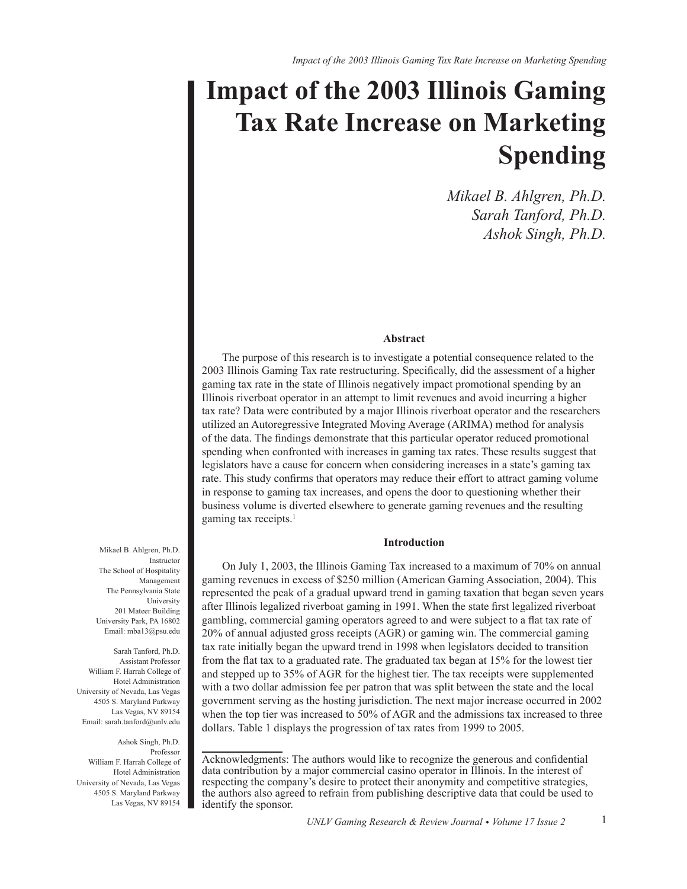# Impact of the 2003 Illinois Gaming Tax Rate Increase on Marketing Spending

*Mikael B. Ahlgren, Ph.D.*
*Sarah Tanford, Ph.D.*
*Ashok Singh, Ph.D.*

### Abstract

The purpose of this research is to investigate a potential consequence related to the 2003 Illinois Gaming Tax rate restructuring. Specifically, did the assessment of a higher gaming tax rate in the state of Illinois negatively impact promotional spending by an Illinois riverboat operator in an attempt to limit revenues and avoid incurring a higher tax rate? Data were contributed by a major Illinois riverboat operator and the researchers utilized an Autoregressive Integrated Moving Average (ARIMA) method for analysis of the data. The findings demonstrate that this particular operator reduced promotional spending when confronted with increases in gaming tax rates. These results suggest that legislators have a cause for concern when considering increases in a state's gaming tax rate. This study confirms that operators may reduce their effort to attract gaming volume in response to gaming tax increases, and opens the door to questioning whether their business volume is diverted elsewhere to generate gaming revenues and the resulting gaming tax receipts.[1]

### Introduction

On July 1, 2003, the Illinois Gaming Tax increased to a maximum of 70% on annual gaming revenues in excess of $250 million (American Gaming Association, 2004). This represented the peak of a gradual upward trend in gaming taxation that began seven years after Illinois legalized riverboat gaming in 1991. When the state first legalized riverboat gambling, commercial gaming operators agreed to and were subject to a flat tax rate of 20% of annual adjusted gross receipts (AGR) or gaming win. The commercial gaming tax rate initially began the upward trend in 1998 when legislators decided to transition from the flat tax to a graduated rate. The graduated tax began at 15% for the lowest tier and stepped up to 35% of AGR for the highest tier. The tax receipts were supplemented with a two dollar admission fee per patron that was split between the state and the local government serving as the hosting jurisdiction. The next major increase occurred in 2002 when the top tier was increased to 50% of AGR and the admissions tax increased to three dollars. Table 1 displays the progression of tax rates from 1999 to 2005.

Acknowledgments: The authors would like to recognize the generous and confidential data contribution by a major commercial casino operator in Illinois. In the interest of respecting the company's desire to protect their anonymity and competitive strategies, the authors also agreed to refrain from publishing descriptive data that could be used to identify the sponsor.

Mikael B. Ahlgren, Ph.D.
Instructor
The School of Hospitality Management
The Pennsylvania State University
201 Mateer Building
University Park, PA 16802
Email: mba13@psu.edu

Sarah Tanford, Ph.D.
Assistant Professor
William F. Harrah College of Hotel Administration
University of Nevada, Las Vegas
4505 S. Maryland Parkway
Las Vegas, NV 89154
Email: sarah.tanford@unlv.edu

Ashok Singh, Ph.D.
Professor
William F. Harrah College of Hotel Administration
University of Nevada, Las Vegas
4505 S. Maryland Parkway
Las Vegas, NV 89154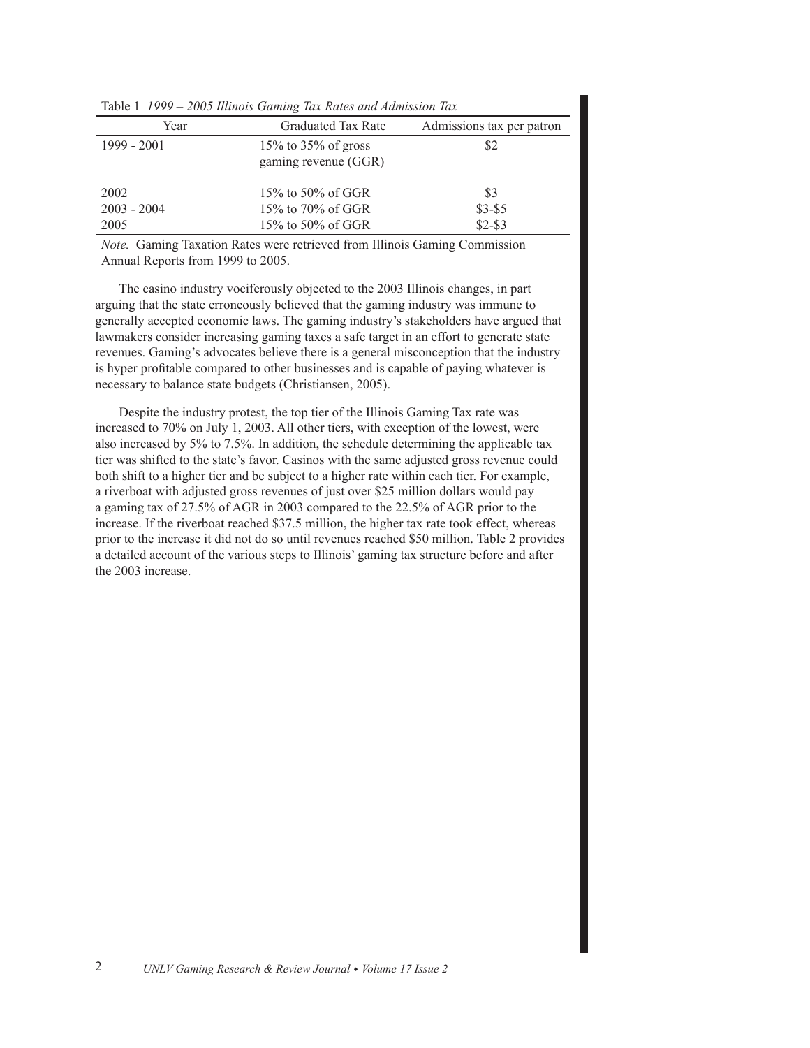Table 1 *1999 – 2005 Illinois Gaming Tax Rates and Admission Tax*

| Year | Graduated Tax Rate | Admissions tax per patron |
|---|---|---|
| 1999 - 2001 | 15% to 35% of gross gaming revenue (GGR) | $2 |
| 2002 | 15% to 50% of GGR | $3 |
| 2003 - 2004 | 15% to 70% of GGR | $3-$5 |
| 2005 | 15% to 50% of GGR | $2-$3 |

*Note.* Gaming Taxation Rates were retrieved from Illinois Gaming Commission Annual Reports from 1999 to 2005.

The casino industry vociferously objected to the 2003 Illinois changes, in part arguing that the state erroneously believed that the gaming industry was immune to generally accepted economic laws. The gaming industry's stakeholders have argued that lawmakers consider increasing gaming taxes a safe target in an effort to generate state revenues. Gaming's advocates believe there is a general misconception that the industry is hyper profitable compared to other businesses and is capable of paying whatever is necessary to balance state budgets (Christiansen, 2005).

Despite the industry protest, the top tier of the Illinois Gaming Tax rate was increased to 70% on July 1, 2003. All other tiers, with exception of the lowest, were also increased by 5% to 7.5%. In addition, the schedule determining the applicable tax tier was shifted to the state's favor. Casinos with the same adjusted gross revenue could both shift to a higher tier and be subject to a higher rate within each tier. For example, a riverboat with adjusted gross revenues of just over $25 million dollars would pay a gaming tax of 27.5% of AGR in 2003 compared to the 22.5% of AGR prior to the increase. If the riverboat reached $37.5 million, the higher tax rate took effect, whereas prior to the increase it did not do so until revenues reached $50 million. Table 2 provides a detailed account of the various steps to Illinois' gaming tax structure before and after the 2003 increase.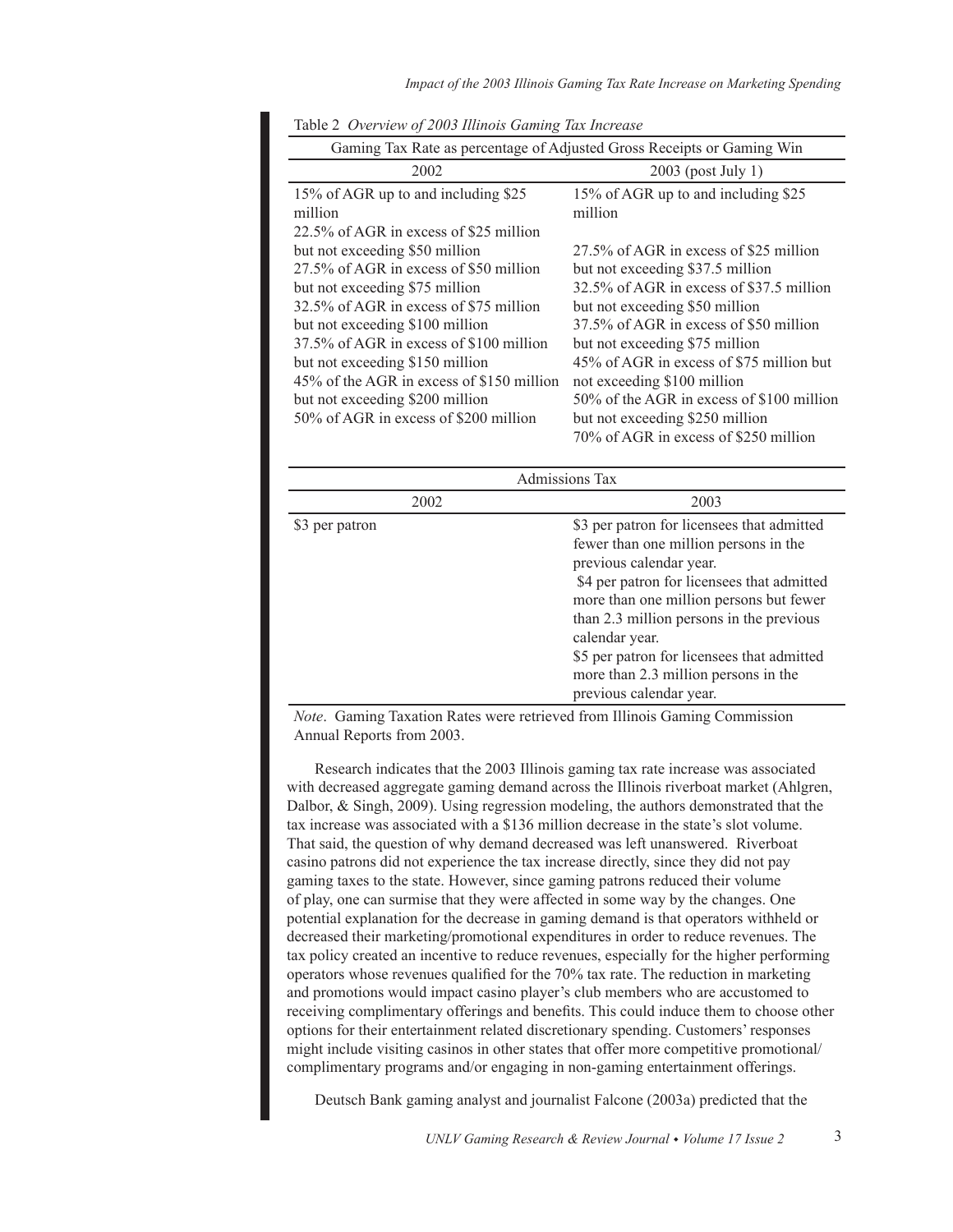Table 2 *Overview of 2003 Illinois Gaming Tax Increase*

| Gaming Tax Rate as percentage of Adjusted Gross Receipts or Gaming Win | |
|---|---|
| 2002 | 2003 (post July 1) |
| 15% of AGR up to and including $25 million | 15% of AGR up to and including $25 million |
| 22.5% of AGR in excess of $25 million but not exceeding $50 million | 27.5% of AGR in excess of $25 million but not exceeding $37.5 million |
| 27.5% of AGR in excess of $50 million but not exceeding $75 million | 32.5% of AGR in excess of $37.5 million but not exceeding $50 million |
| 32.5% of AGR in excess of $75 million but not exceeding $100 million | 37.5% of AGR in excess of $50 million but not exceeding $75 million |
| 37.5% of AGR in excess of $100 million but not exceeding $150 million | 45% of AGR in excess of $75 million but not exceeding $100 million |
| 45% of the AGR in excess of $150 million but not exceeding $200 million | 50% of the AGR in excess of $100 million but not exceeding $250 million |
| 50% of AGR in excess of $200 million | 70% of AGR in excess of $250 million |

| Admissions Tax | |
|---|---|
| 2002 | 2003 |
| $3 per patron | $3 per patron for licensees that admitted fewer than one million persons in the previous calendar year. $4 per patron for licensees that admitted more than one million persons but fewer than 2.3 million persons in the previous calendar year. $5 per patron for licensees that admitted more than 2.3 million persons in the previous calendar year. |

*Note*. Gaming Taxation Rates were retrieved from Illinois Gaming Commission Annual Reports from 2003.

Research indicates that the 2003 Illinois gaming tax rate increase was associated with decreased aggregate gaming demand across the Illinois riverboat market (Ahlgren, Dalbor, & Singh, 2009). Using regression modeling, the authors demonstrated that the tax increase was associated with a $136 million decrease in the state's slot volume. That said, the question of why demand decreased was left unanswered. Riverboat casino patrons did not experience the tax increase directly, since they did not pay gaming taxes to the state. However, since gaming patrons reduced their volume of play, one can surmise that they were affected in some way by the changes. One potential explanation for the decrease in gaming demand is that operators withheld or decreased their marketing/promotional expenditures in order to reduce revenues. The tax policy created an incentive to reduce revenues, especially for the higher performing operators whose revenues qualified for the 70% tax rate. The reduction in marketing and promotions would impact casino player's club members who are accustomed to receiving complimentary offerings and benefits. This could induce them to choose other options for their entertainment related discretionary spending. Customers' responses might include visiting casinos in other states that offer more competitive promotional/complimentary programs and/or engaging in non-gaming entertainment offerings.

Deutsch Bank gaming analyst and journalist Falcone (2003a) predicted that the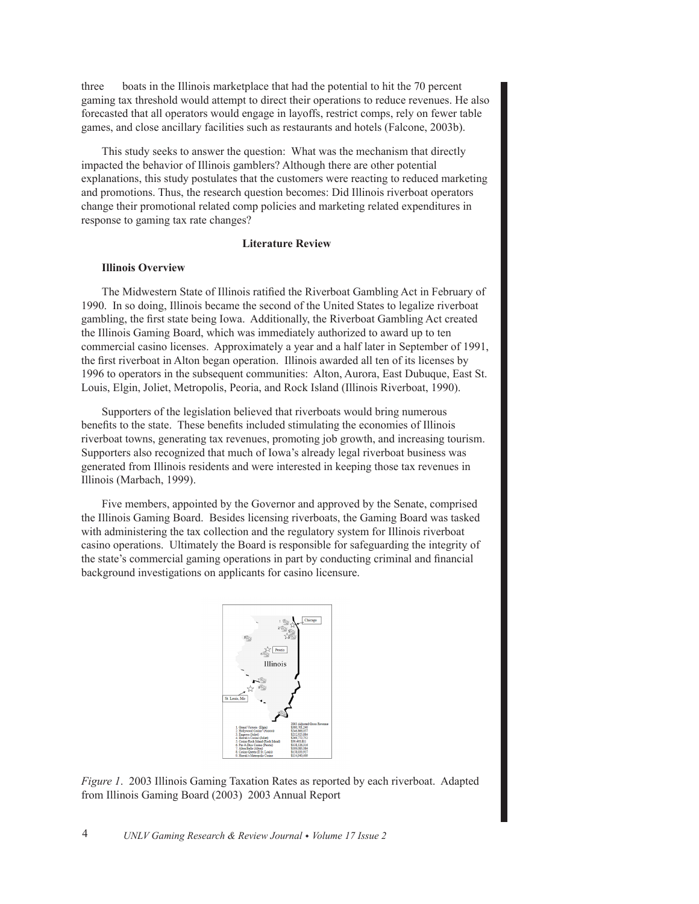three boats in the Illinois marketplace that had the potential to hit the 70 percent gaming tax threshold would attempt to direct their operations to reduce revenues. He also forecasted that all operators would engage in layoffs, restrict comps, rely on fewer table games, and close ancillary facilities such as restaurants and hotels (Falcone, 2003b).

This study seeks to answer the question: What was the mechanism that directly impacted the behavior of Illinois gamblers? Although there are other potential explanations, this study postulates that the customers were reacting to reduced marketing and promotions. Thus, the research question becomes: Did Illinois riverboat operators change their promotional related comp policies and marketing related expenditures in response to gaming tax rate changes?

## Literature Review

### Illinois Overview

The Midwestern State of Illinois ratified the Riverboat Gambling Act in February of 1990. In so doing, Illinois became the second of the United States to legalize riverboat gambling, the first state being Iowa. Additionally, the Riverboat Gambling Act created the Illinois Gaming Board, which was immediately authorized to award up to ten commercial casino licenses. Approximately a year and a half later in September of 1991, the first riverboat in Alton began operation. Illinois awarded all ten of its licenses by 1996 to operators in the subsequent communities: Alton, Aurora, East Dubuque, East St. Louis, Elgin, Joliet, Metropolis, Peoria, and Rock Island (Illinois Riverboat, 1990).

Supporters of the legislation believed that riverboats would bring numerous benefits to the state. These benefits included stimulating the economies of Illinois riverboat towns, generating tax revenues, promoting job growth, and increasing tourism. Supporters also recognized that much of Iowa's already legal riverboat business was generated from Illinois residents and were interested in keeping those tax revenues in Illinois (Marbach, 1999).

Five members, appointed by the Governor and approved by the Senate, comprised the Illinois Gaming Board. Besides licensing riverboats, the Gaming Board was tasked with administering the tax collection and the regulatory system for Illinois riverboat casino operations. Ultimately the Board is responsible for safeguarding the integrity of the state's commercial gaming operations in part by conducting criminal and financial background investigations on applicants for casino licensure.

*Figure 1*. 2003 Illinois Gaming Taxation Rates as reported by each riverboat. Adapted from Illinois Gaming Board (2003) 2003 Annual Report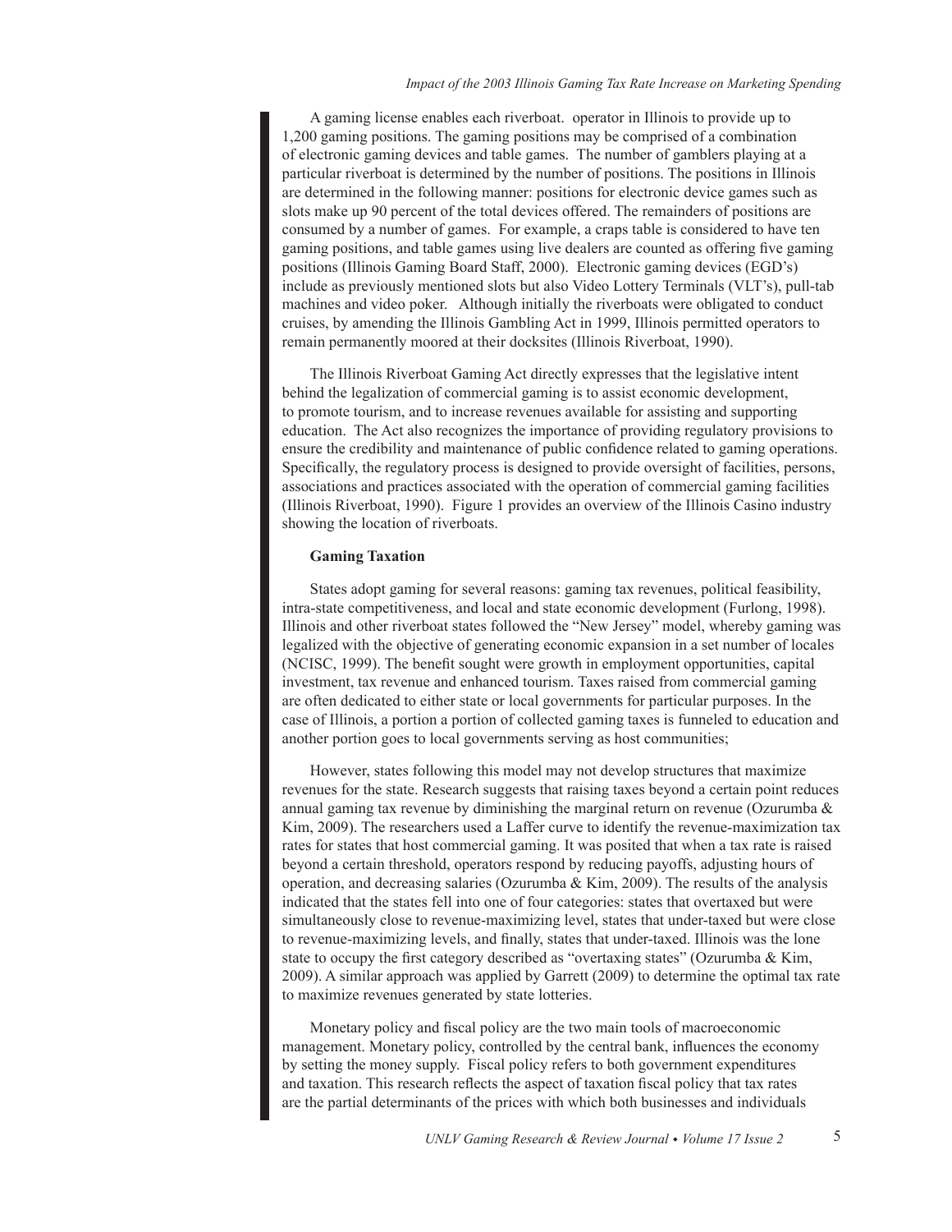A gaming license enables each riverboat. operator in Illinois to provide up to 1,200 gaming positions. The gaming positions may be comprised of a combination of electronic gaming devices and table games. The number of gamblers playing at a particular riverboat is determined by the number of positions. The positions in Illinois are determined in the following manner: positions for electronic device games such as slots make up 90 percent of the total devices offered. The remainders of positions are consumed by a number of games. For example, a craps table is considered to have ten gaming positions, and table games using live dealers are counted as offering five gaming positions (Illinois Gaming Board Staff, 2000). Electronic gaming devices (EGD's) include as previously mentioned slots but also Video Lottery Terminals (VLT's), pull-tab machines and video poker. Although initially the riverboats were obligated to conduct cruises, by amending the Illinois Gambling Act in 1999, Illinois permitted operators to remain permanently moored at their docksites (Illinois Riverboat, 1990).

The Illinois Riverboat Gaming Act directly expresses that the legislative intent behind the legalization of commercial gaming is to assist economic development, to promote tourism, and to increase revenues available for assisting and supporting education. The Act also recognizes the importance of providing regulatory provisions to ensure the credibility and maintenance of public confidence related to gaming operations. Specifically, the regulatory process is designed to provide oversight of facilities, persons, associations and practices associated with the operation of commercial gaming facilities (Illinois Riverboat, 1990). Figure 1 provides an overview of the Illinois Casino industry showing the location of riverboats.

**Gaming Taxation**

States adopt gaming for several reasons: gaming tax revenues, political feasibility, intra-state competitiveness, and local and state economic development (Furlong, 1998). Illinois and other riverboat states followed the "New Jersey" model, whereby gaming was legalized with the objective of generating economic expansion in a set number of locales (NCISC, 1999). The benefit sought were growth in employment opportunities, capital investment, tax revenue and enhanced tourism. Taxes raised from commercial gaming are often dedicated to either state or local governments for particular purposes. In the case of Illinois, a portion a portion of collected gaming taxes is funneled to education and another portion goes to local governments serving as host communities;

However, states following this model may not develop structures that maximize revenues for the state. Research suggests that raising taxes beyond a certain point reduces annual gaming tax revenue by diminishing the marginal return on revenue (Ozurumba & Kim, 2009). The researchers used a Laffer curve to identify the revenue-maximization tax rates for states that host commercial gaming. It was posited that when a tax rate is raised beyond a certain threshold, operators respond by reducing payoffs, adjusting hours of operation, and decreasing salaries (Ozurumba & Kim, 2009). The results of the analysis indicated that the states fell into one of four categories: states that overtaxed but were simultaneously close to revenue-maximizing level, states that under-taxed but were close to revenue-maximizing levels, and finally, states that under-taxed. Illinois was the lone state to occupy the first category described as "overtaxing states" (Ozurumba & Kim, 2009). A similar approach was applied by Garrett (2009) to determine the optimal tax rate to maximize revenues generated by state lotteries.

Monetary policy and fiscal policy are the two main tools of macroeconomic management. Monetary policy, controlled by the central bank, influences the economy by setting the money supply. Fiscal policy refers to both government expenditures and taxation. This research reflects the aspect of taxation fiscal policy that tax rates are the partial determinants of the prices with which both businesses and individuals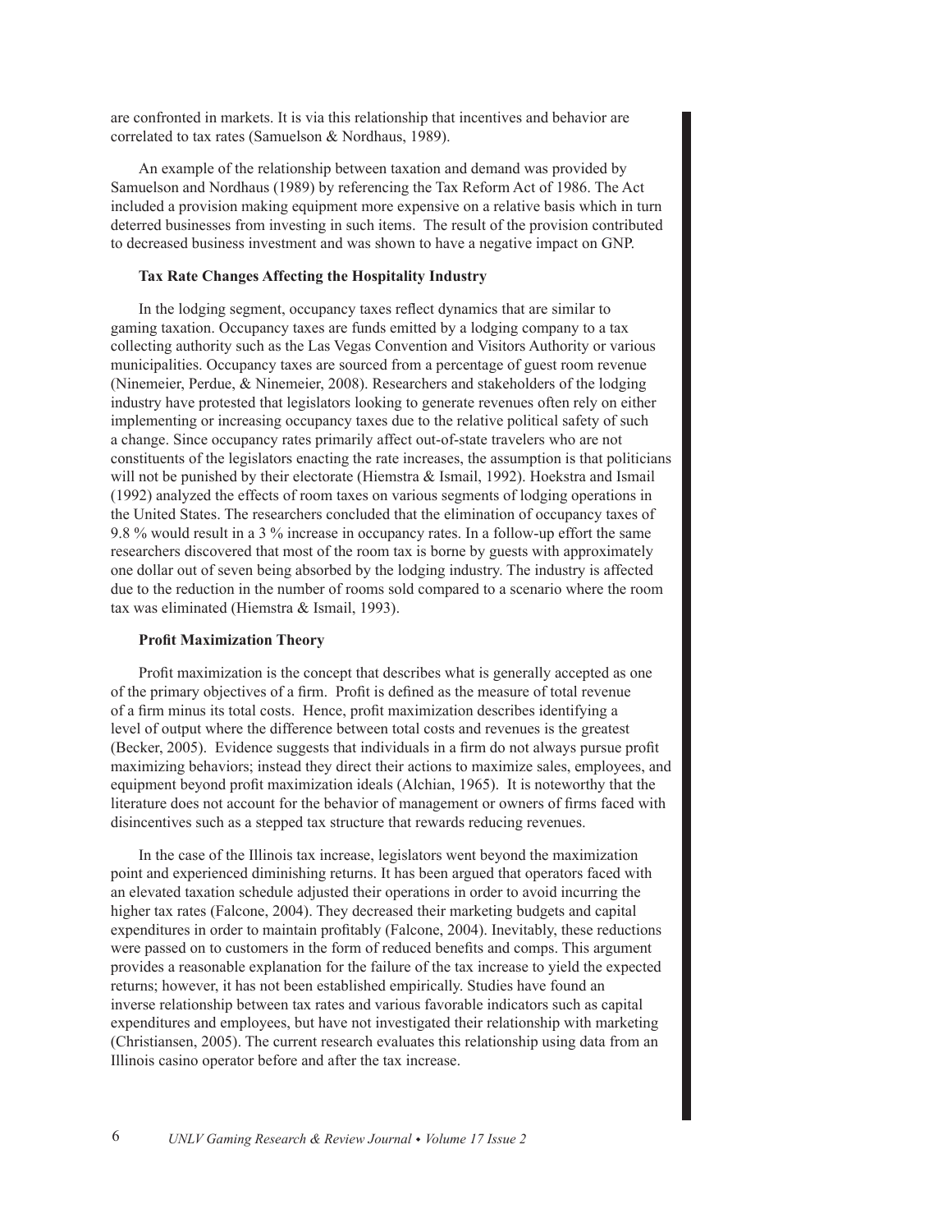are confronted in markets. It is via this relationship that incentives and behavior are correlated to tax rates (Samuelson & Nordhaus, 1989).

An example of the relationship between taxation and demand was provided by Samuelson and Nordhaus (1989) by referencing the Tax Reform Act of 1986. The Act included a provision making equipment more expensive on a relative basis which in turn deterred businesses from investing in such items. The result of the provision contributed to decreased business investment and was shown to have a negative impact on GNP.

### Tax Rate Changes Affecting the Hospitality Industry

In the lodging segment, occupancy taxes reflect dynamics that are similar to gaming taxation. Occupancy taxes are funds emitted by a lodging company to a tax collecting authority such as the Las Vegas Convention and Visitors Authority or various municipalities. Occupancy taxes are sourced from a percentage of guest room revenue (Ninemeier, Perdue, & Ninemeier, 2008). Researchers and stakeholders of the lodging industry have protested that legislators looking to generate revenues often rely on either implementing or increasing occupancy taxes due to the relative political safety of such a change. Since occupancy rates primarily affect out-of-state travelers who are not constituents of the legislators enacting the rate increases, the assumption is that politicians will not be punished by their electorate (Hiemstra & Ismail, 1992). Hoekstra and Ismail (1992) analyzed the effects of room taxes on various segments of lodging operations in the United States. The researchers concluded that the elimination of occupancy taxes of 9.8 % would result in a 3 % increase in occupancy rates. In a follow-up effort the same researchers discovered that most of the room tax is borne by guests with approximately one dollar out of seven being absorbed by the lodging industry. The industry is affected due to the reduction in the number of rooms sold compared to a scenario where the room tax was eliminated (Hiemstra & Ismail, 1993).

### Profit Maximization Theory

Profit maximization is the concept that describes what is generally accepted as one of the primary objectives of a firm. Profit is defined as the measure of total revenue of a firm minus its total costs. Hence, profit maximization describes identifying a level of output where the difference between total costs and revenues is the greatest (Becker, 2005). Evidence suggests that individuals in a firm do not always pursue profit maximizing behaviors; instead they direct their actions to maximize sales, employees, and equipment beyond profit maximization ideals (Alchian, 1965). It is noteworthy that the literature does not account for the behavior of management or owners of firms faced with disincentives such as a stepped tax structure that rewards reducing revenues.

In the case of the Illinois tax increase, legislators went beyond the maximization point and experienced diminishing returns. It has been argued that operators faced with an elevated taxation schedule adjusted their operations in order to avoid incurring the higher tax rates (Falcone, 2004). They decreased their marketing budgets and capital expenditures in order to maintain profitably (Falcone, 2004). Inevitably, these reductions were passed on to customers in the form of reduced benefits and comps. This argument provides a reasonable explanation for the failure of the tax increase to yield the expected returns; however, it has not been established empirically. Studies have found an inverse relationship between tax rates and various favorable indicators such as capital expenditures and employees, but have not investigated their relationship with marketing (Christiansen, 2005). The current research evaluates this relationship using data from an Illinois casino operator before and after the tax increase.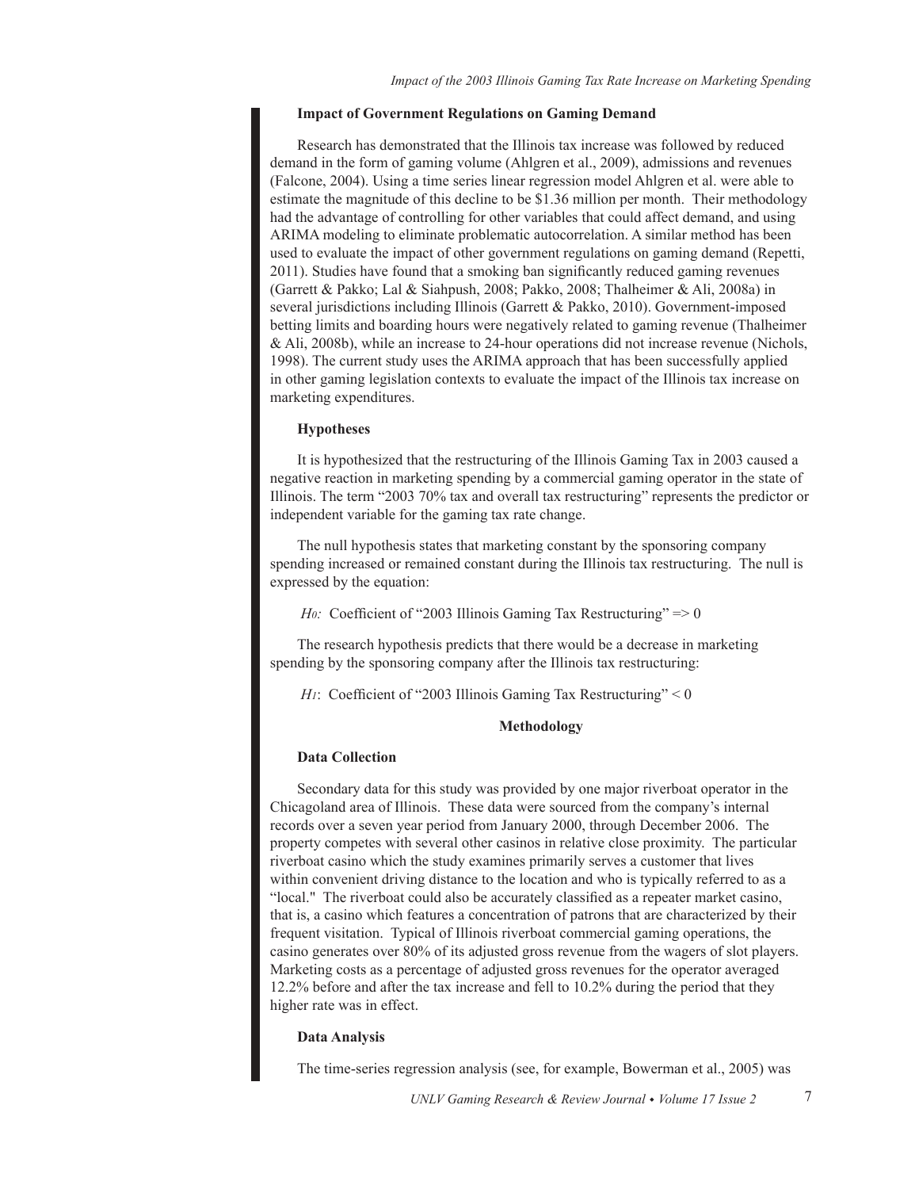### Impact of Government Regulations on Gaming Demand

Research has demonstrated that the Illinois tax increase was followed by reduced demand in the form of gaming volume (Ahlgren et al., 2009), admissions and revenues (Falcone, 2004). Using a time series linear regression model Ahlgren et al. were able to estimate the magnitude of this decline to be $1.36 million per month. Their methodology had the advantage of controlling for other variables that could affect demand, and using ARIMA modeling to eliminate problematic autocorrelation. A similar method has been used to evaluate the impact of other government regulations on gaming demand (Repetti, 2011). Studies have found that a smoking ban significantly reduced gaming revenues (Garrett & Pakko; Lal & Siahpush, 2008; Pakko, 2008; Thalheimer & Ali, 2008a) in several jurisdictions including Illinois (Garrett & Pakko, 2010). Government-imposed betting limits and boarding hours were negatively related to gaming revenue (Thalheimer & Ali, 2008b), while an increase to 24-hour operations did not increase revenue (Nichols, 1998). The current study uses the ARIMA approach that has been successfully applied in other gaming legislation contexts to evaluate the impact of the Illinois tax increase on marketing expenditures.

### Hypotheses

It is hypothesized that the restructuring of the Illinois Gaming Tax in 2003 caused a negative reaction in marketing spending by a commercial gaming operator in the state of Illinois. The term "2003 70% tax and overall tax restructuring" represents the predictor or independent variable for the gaming tax rate change.

The null hypothesis states that marketing constant by the sponsoring company spending increased or remained constant during the Illinois tax restructuring. The null is expressed by the equation:

$H_0$: Coefficient of "2003 Illinois Gaming Tax Restructuring" => 0

The research hypothesis predicts that there would be a decrease in marketing spending by the sponsoring company after the Illinois tax restructuring:

$H_1$: Coefficient of "2003 Illinois Gaming Tax Restructuring" < 0

## Methodology

### Data Collection

Secondary data for this study was provided by one major riverboat operator in the Chicagoland area of Illinois. These data were sourced from the company's internal records over a seven year period from January 2000, through December 2006. The property competes with several other casinos in relative close proximity. The particular riverboat casino which the study examines primarily serves a customer that lives within convenient driving distance to the location and who is typically referred to as a "local." The riverboat could also be accurately classified as a repeater market casino, that is, a casino which features a concentration of patrons that are characterized by their frequent visitation. Typical of Illinois riverboat commercial gaming operations, the casino generates over 80% of its adjusted gross revenue from the wagers of slot players. Marketing costs as a percentage of adjusted gross revenues for the operator averaged 12.2% before and after the tax increase and fell to 10.2% during the period that they higher rate was in effect.

### Data Analysis

The time-series regression analysis (see, for example, Bowerman et al., 2005) was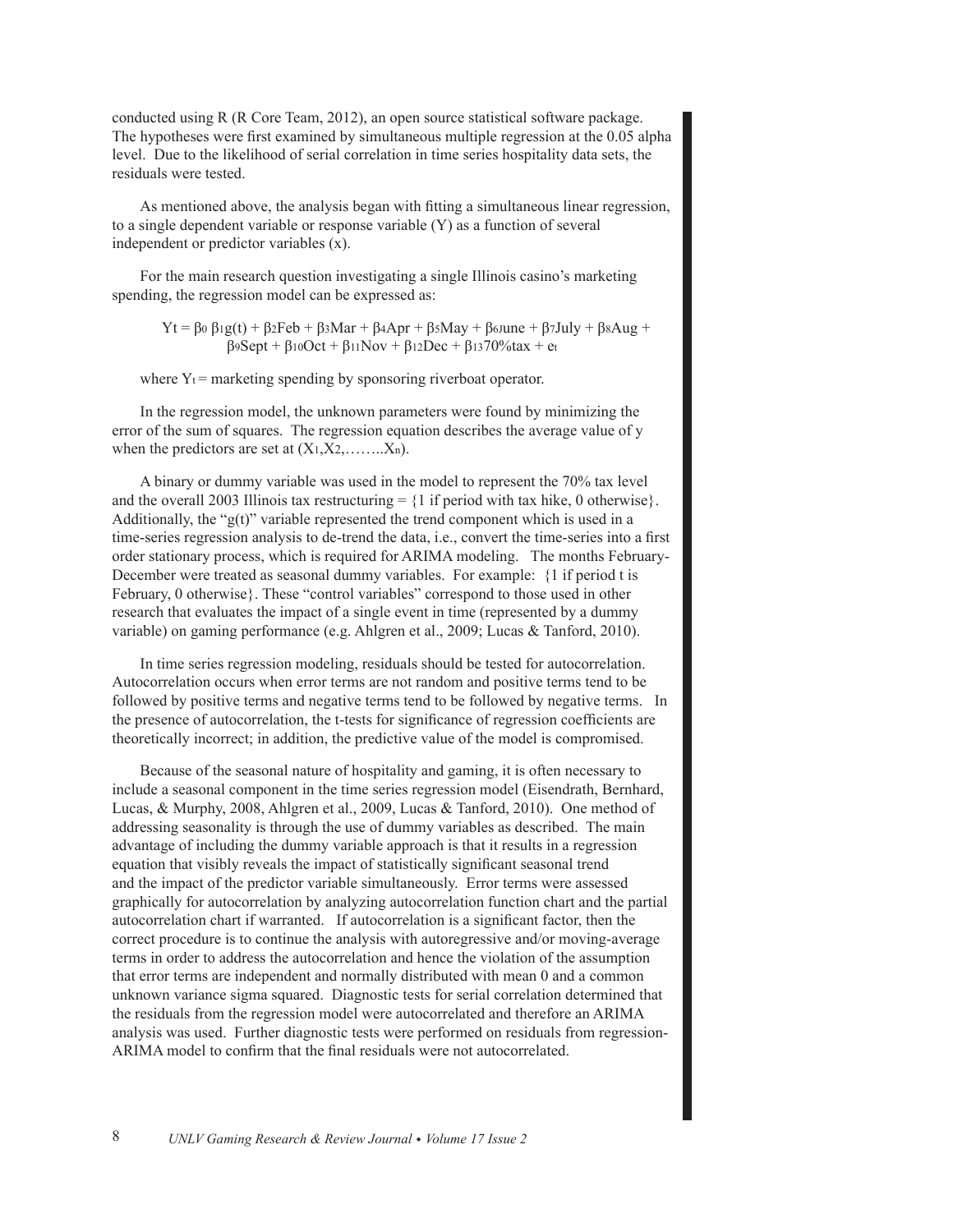conducted using R (R Core Team, 2012), an open source statistical software package. The hypotheses were first examined by simultaneous multiple regression at the 0.05 alpha level. Due to the likelihood of serial correlation in time series hospitality data sets, the residuals were tested.

As mentioned above, the analysis began with fitting a simultaneous linear regression, to a single dependent variable or response variable (Y) as a function of several independent or predictor variables (x).

For the main research question investigating a single Illinois casino's marketing spending, the regression model can be expressed as:

$$Yt = \beta_0\ \beta_1 g(t) + \beta_2 Feb + \beta_3 Mar + \beta_4 Apr + \beta_5 May + \beta_6 June + \beta_7 July + \beta_8 Aug + \beta_9 Sept + \beta_{10} Oct + \beta_{11} Nov + \beta_{12} Dec + \beta_{13} 70\%tax + e_t$$

where $Y_t$ = marketing spending by sponsoring riverboat operator.

In the regression model, the unknown parameters were found by minimizing the error of the sum of squares. The regression equation describes the average value of y when the predictors are set at ($X_1, X_2, \ldots\ldots X_n$).

A binary or dummy variable was used in the model to represent the 70% tax level and the overall 2003 Illinois tax restructuring = {1 if period with tax hike, 0 otherwise}. Additionally, the "g(t)" variable represented the trend component which is used in a time-series regression analysis to de-trend the data, i.e., convert the time-series into a first order stationary process, which is required for ARIMA modeling. The months February-December were treated as seasonal dummy variables. For example: {1 if period t is February, 0 otherwise}. These "control variables" correspond to those used in other research that evaluates the impact of a single event in time (represented by a dummy variable) on gaming performance (e.g. Ahlgren et al., 2009; Lucas & Tanford, 2010).

In time series regression modeling, residuals should be tested for autocorrelation. Autocorrelation occurs when error terms are not random and positive terms tend to be followed by positive terms and negative terms tend to be followed by negative terms. In the presence of autocorrelation, the t-tests for significance of regression coefficients are theoretically incorrect; in addition, the predictive value of the model is compromised.

Because of the seasonal nature of hospitality and gaming, it is often necessary to include a seasonal component in the time series regression model (Eisendrath, Bernhard, Lucas, & Murphy, 2008, Ahlgren et al., 2009, Lucas & Tanford, 2010). One method of addressing seasonality is through the use of dummy variables as described. The main advantage of including the dummy variable approach is that it results in a regression equation that visibly reveals the impact of statistically significant seasonal trend and the impact of the predictor variable simultaneously. Error terms were assessed graphically for autocorrelation by analyzing autocorrelation function chart and the partial autocorrelation chart if warranted. If autocorrelation is a significant factor, then the correct procedure is to continue the analysis with autoregressive and/or moving-average terms in order to address the autocorrelation and hence the violation of the assumption that error terms are independent and normally distributed with mean 0 and a common unknown variance sigma squared. Diagnostic tests for serial correlation determined that the residuals from the regression model were autocorrelated and therefore an ARIMA analysis was used. Further diagnostic tests were performed on residuals from regression-ARIMA model to confirm that the final residuals were not autocorrelated.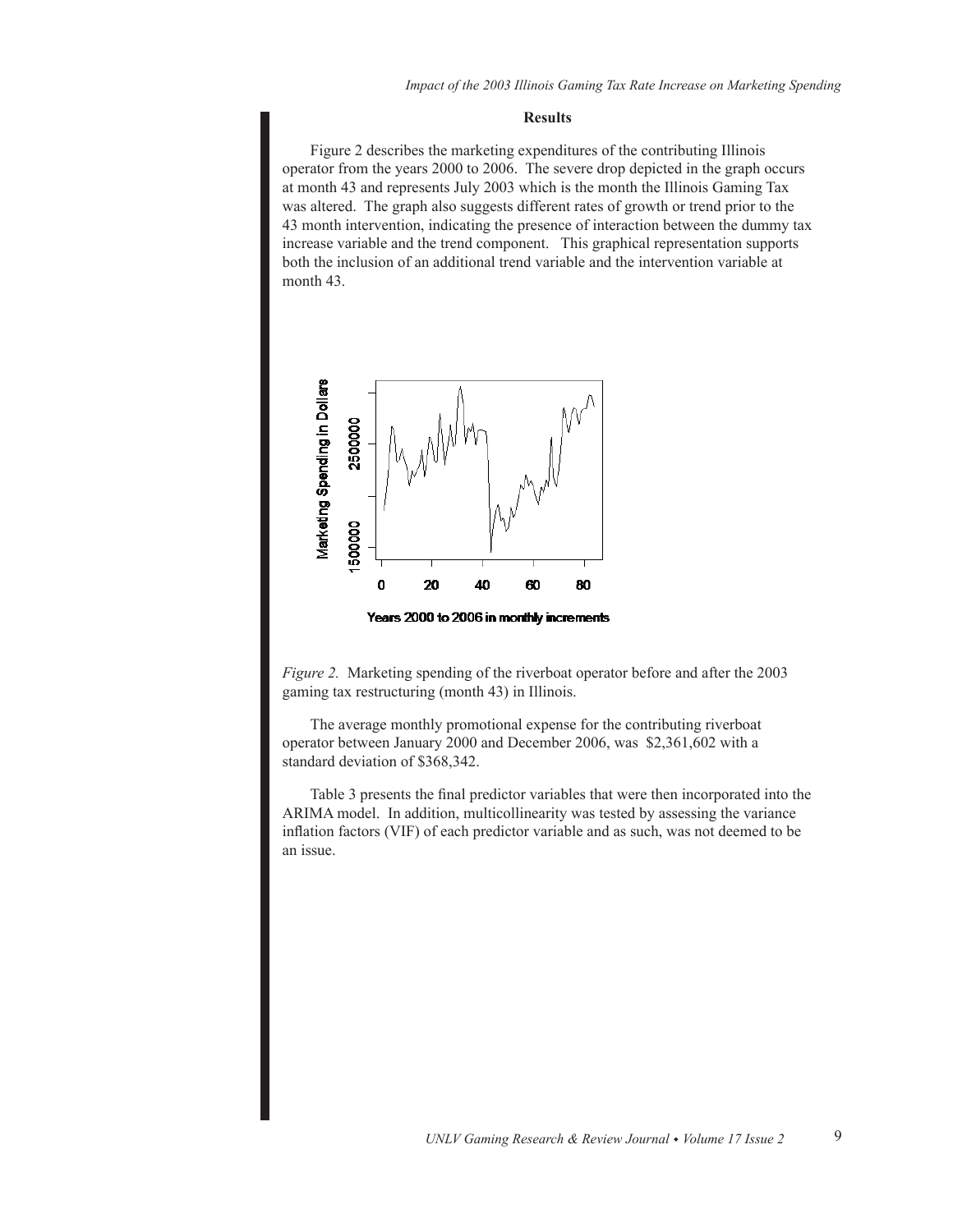## Results

Figure 2 describes the marketing expenditures of the contributing Illinois operator from the years 2000 to 2006. The severe drop depicted in the graph occurs at month 43 and represents July 2003 which is the month the Illinois Gaming Tax was altered. The graph also suggests different rates of growth or trend prior to the 43 month intervention, indicating the presence of interaction between the dummy tax increase variable and the trend component. This graphical representation supports both the inclusion of an additional trend variable and the intervention variable at month 43.

*Figure 2.* Marketing spending of the riverboat operator before and after the 2003 gaming tax restructuring (month 43) in Illinois.

The average monthly promotional expense for the contributing riverboat operator between January 2000 and December 2006, was $2,361,602 with a standard deviation of $368,342.

Table 3 presents the final predictor variables that were then incorporated into the ARIMA model. In addition, multicollinearity was tested by assessing the variance inflation factors (VIF) of each predictor variable and as such, was not deemed to be an issue.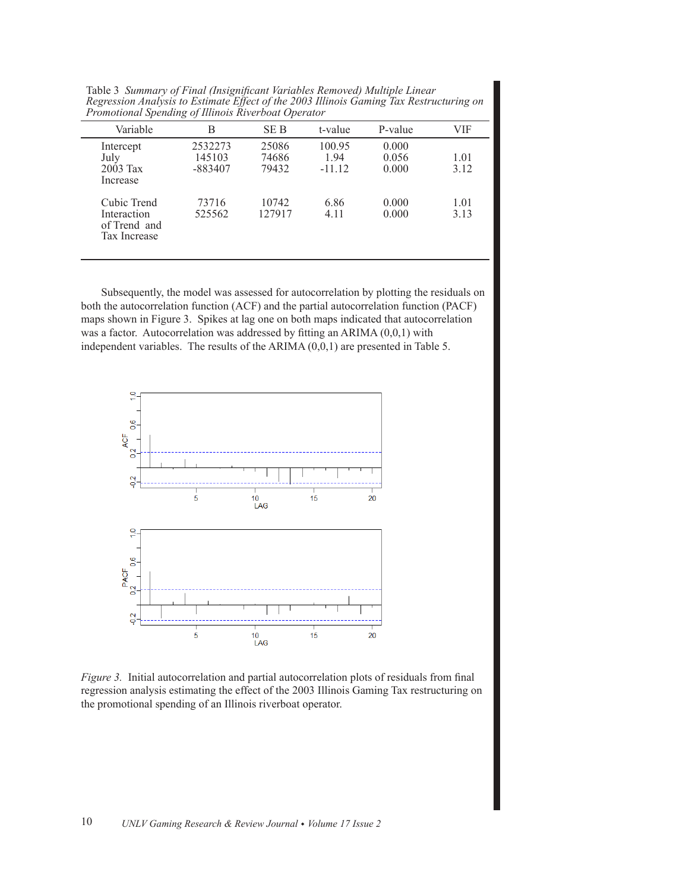Table 3 *Summary of Final (Insignificant Variables Removed) Multiple Linear Regression Analysis to Estimate Effect of the 2003 Illinois Gaming Tax Restructuring on Promotional Spending of Illinois Riverboat Operator*

| Variable | B | SE B | t-value | P-value | VIF |
|---|---|---|---|---|---|
| Intercept | 2532273 | 25086 | 100.95 | 0.000 | |
| July | 145103 | 74686 | 1.94 | 0.056 | 1.01 |
| 2003 Tax Increase | -883407 | 79432 | -11.12 | 0.000 | 3.12 |
| Cubic Trend | 73716 | 10742 | 6.86 | 0.000 | 1.01 |
| Interaction of Trend and Tax Increase | 525562 | 127917 | 4.11 | 0.000 | 3.13 |

Subsequently, the model was assessed for autocorrelation by plotting the residuals on both the autocorrelation function (ACF) and the partial autocorrelation function (PACF) maps shown in Figure 3. Spikes at lag one on both maps indicated that autocorrelation was a factor. Autocorrelation was addressed by fitting an ARIMA (0,0,1) with independent variables. The results of the ARIMA (0,0,1) are presented in Table 5.

*Figure 3.* Initial autocorrelation and partial autocorrelation plots of residuals from final regression analysis estimating the effect of the 2003 Illinois Gaming Tax restructuring on the promotional spending of an Illinois riverboat operator.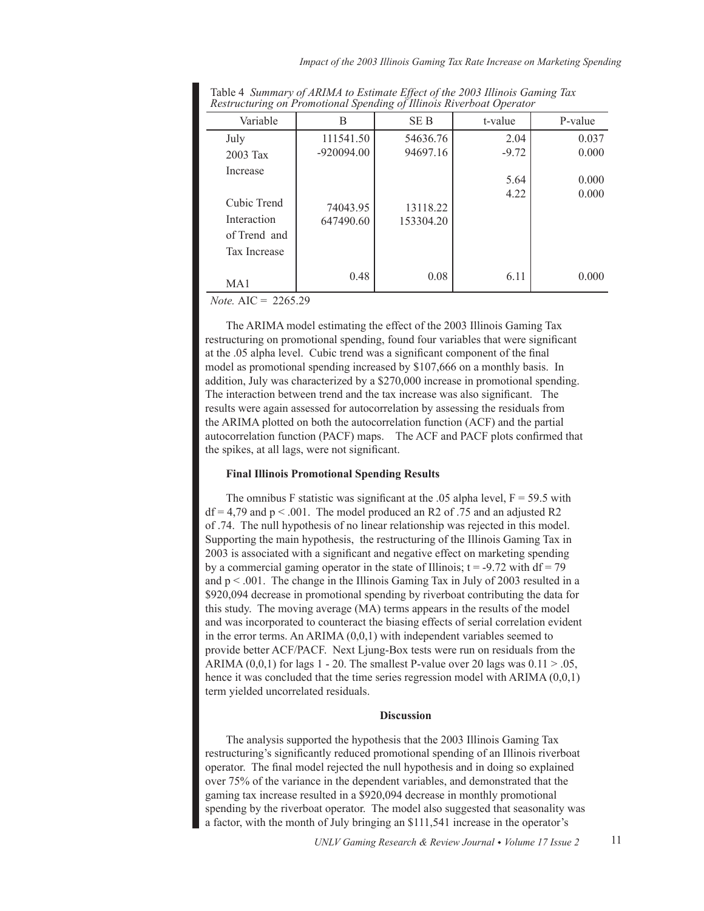Table 4 *Summary of ARIMA to Estimate Effect of the 2003 Illinois Gaming Tax Restructuring on Promotional Spending of Illinois Riverboat Operator*

| Variable | B | SE B | t-value | P-value |
|---|---|---|---|---|
| July | 111541.50 | 54636.76 | 2.04 | 0.037 |
| 2003 Tax Increase | -920094.00 | 94697.16 | -9.72 | 0.000 |
| Cubic Trend | 74043.95 | 13118.22 | 5.64 | 0.000 |
| Interaction of Trend and Tax Increase | 647490.60 | 153304.20 | 4.22 | 0.000 |
| MA1 | 0.48 | 0.08 | 6.11 | 0.000 |

*Note.* AIC = 2265.29

The ARIMA model estimating the effect of the 2003 Illinois Gaming Tax restructuring on promotional spending, found four variables that were significant at the .05 alpha level. Cubic trend was a significant component of the final model as promotional spending increased by $107,666 on a monthly basis. In addition, July was characterized by a $270,000 increase in promotional spending. The interaction between trend and the tax increase was also significant. The results were again assessed for autocorrelation by assessing the residuals from the ARIMA plotted on both the autocorrelation function (ACF) and the partial autocorrelation function (PACF) maps. The ACF and PACF plots confirmed that the spikes, at all lags, were not significant.

**Final Illinois Promotional Spending Results**

The omnibus F statistic was significant at the .05 alpha level, $F = 59.5$ with $df = 4,79$ and $p < .001$. The model produced an R2 of .75 and an adjusted R2 of .74. The null hypothesis of no linear relationship was rejected in this model. Supporting the main hypothesis, the restructuring of the Illinois Gaming Tax in 2003 is associated with a significant and negative effect on marketing spending by a commercial gaming operator in the state of Illinois; $t = -9.72$ with $df = 79$ and $p < .001$. The change in the Illinois Gaming Tax in July of 2003 resulted in a $920,094 decrease in promotional spending by riverboat contributing the data for this study. The moving average (MA) terms appears in the results of the model and was incorporated to counteract the biasing effects of serial correlation evident in the error terms. An ARIMA (0,0,1) with independent variables seemed to provide better ACF/PACF. Next Ljung-Box tests were run on residuals from the ARIMA (0,0,1) for lags 1 - 20. The smallest P-value over 20 lags was $0.11 > .05$, hence it was concluded that the time series regression model with ARIMA (0,0,1) term yielded uncorrelated residuals.

## Discussion

The analysis supported the hypothesis that the 2003 Illinois Gaming Tax restructuring's significantly reduced promotional spending of an Illinois riverboat operator. The final model rejected the null hypothesis and in doing so explained over 75% of the variance in the dependent variables, and demonstrated that the gaming tax increase resulted in a $920,094 decrease in monthly promotional spending by the riverboat operator. The model also suggested that seasonality was a factor, with the month of July bringing an $111,541 increase in the operator's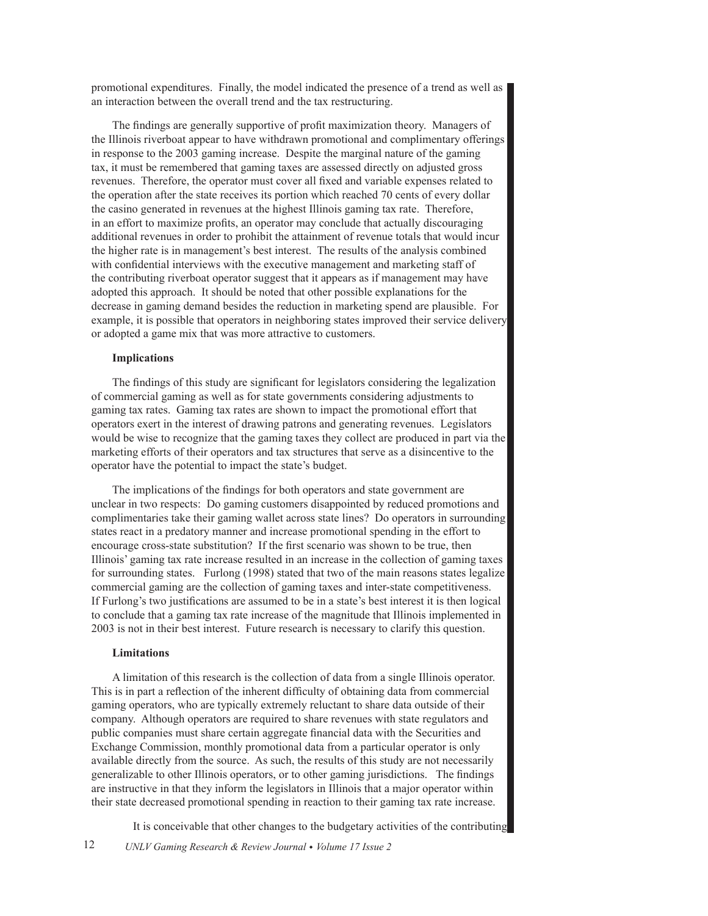promotional expenditures. Finally, the model indicated the presence of a trend as well as an interaction between the overall trend and the tax restructuring.

The findings are generally supportive of profit maximization theory. Managers of the Illinois riverboat appear to have withdrawn promotional and complimentary offerings in response to the 2003 gaming increase. Despite the marginal nature of the gaming tax, it must be remembered that gaming taxes are assessed directly on adjusted gross revenues. Therefore, the operator must cover all fixed and variable expenses related to the operation after the state receives its portion which reached 70 cents of every dollar the casino generated in revenues at the highest Illinois gaming tax rate. Therefore, in an effort to maximize profits, an operator may conclude that actually discouraging additional revenues in order to prohibit the attainment of revenue totals that would incur the higher rate is in management's best interest. The results of the analysis combined with confidential interviews with the executive management and marketing staff of the contributing riverboat operator suggest that it appears as if management may have adopted this approach. It should be noted that other possible explanations for the decrease in gaming demand besides the reduction in marketing spend are plausible. For example, it is possible that operators in neighboring states improved their service delivery or adopted a game mix that was more attractive to customers.

**Implications**

The findings of this study are significant for legislators considering the legalization of commercial gaming as well as for state governments considering adjustments to gaming tax rates. Gaming tax rates are shown to impact the promotional effort that operators exert in the interest of drawing patrons and generating revenues. Legislators would be wise to recognize that the gaming taxes they collect are produced in part via the marketing efforts of their operators and tax structures that serve as a disincentive to the operator have the potential to impact the state's budget.

The implications of the findings for both operators and state government are unclear in two respects: Do gaming customers disappointed by reduced promotions and complimentaries take their gaming wallet across state lines? Do operators in surrounding states react in a predatory manner and increase promotional spending in the effort to encourage cross-state substitution? If the first scenario was shown to be true, then Illinois' gaming tax rate increase resulted in an increase in the collection of gaming taxes for surrounding states. Furlong (1998) stated that two of the main reasons states legalize commercial gaming are the collection of gaming taxes and inter-state competitiveness. If Furlong's two justifications are assumed to be in a state's best interest it is then logical to conclude that a gaming tax rate increase of the magnitude that Illinois implemented in 2003 is not in their best interest. Future research is necessary to clarify this question.

**Limitations**

A limitation of this research is the collection of data from a single Illinois operator. This is in part a reflection of the inherent difficulty of obtaining data from commercial gaming operators, who are typically extremely reluctant to share data outside of their company. Although operators are required to share revenues with state regulators and public companies must share certain aggregate financial data with the Securities and Exchange Commission, monthly promotional data from a particular operator is only available directly from the source. As such, the results of this study are not necessarily generalizable to other Illinois operators, or to other gaming jurisdictions. The findings are instructive in that they inform the legislators in Illinois that a major operator within their state decreased promotional spending in reaction to their gaming tax rate increase.

It is conceivable that other changes to the budgetary activities of the contributing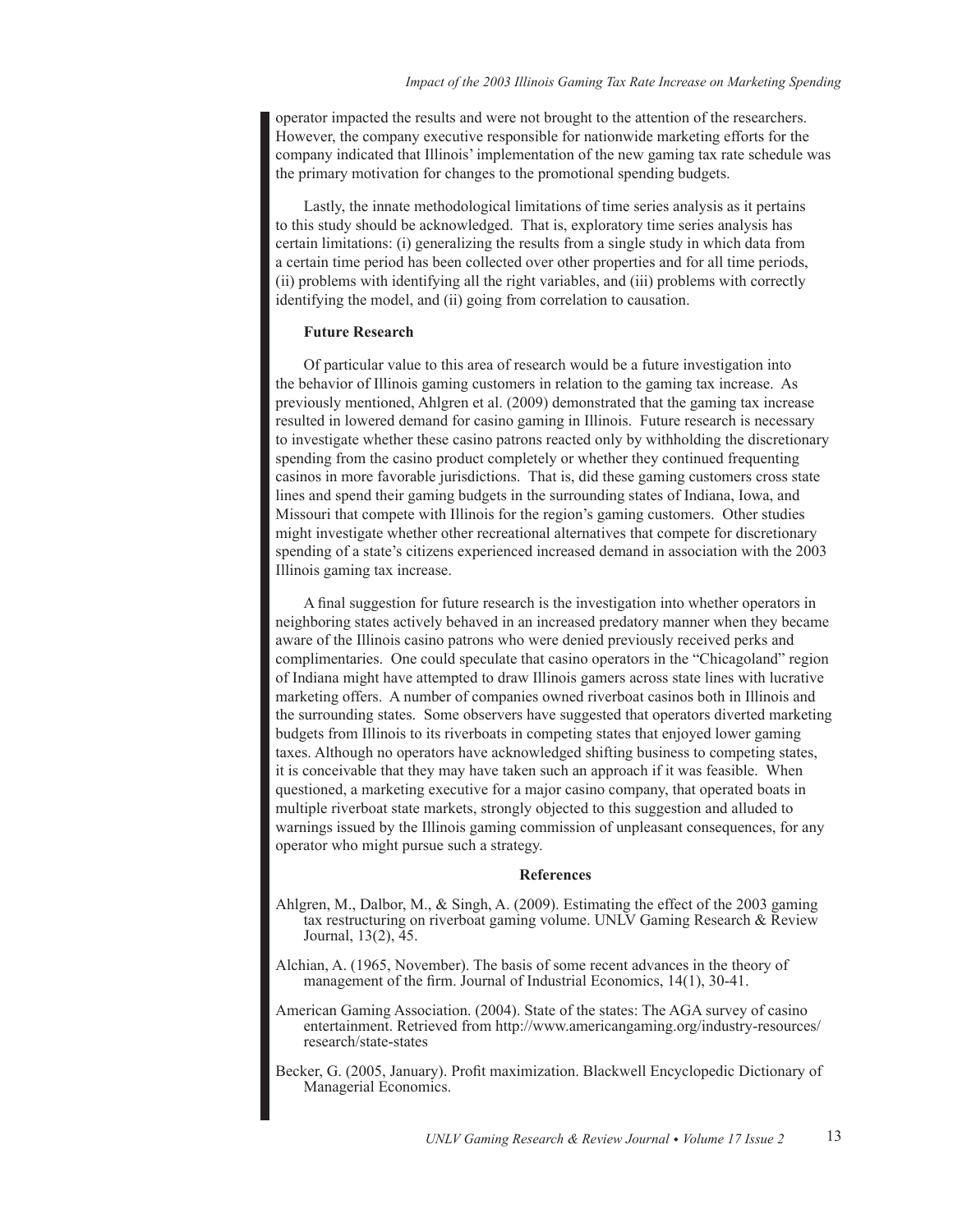operator impacted the results and were not brought to the attention of the researchers. However, the company executive responsible for nationwide marketing efforts for the company indicated that Illinois' implementation of the new gaming tax rate schedule was the primary motivation for changes to the promotional spending budgets.

Lastly, the innate methodological limitations of time series analysis as it pertains to this study should be acknowledged. That is, exploratory time series analysis has certain limitations: (i) generalizing the results from a single study in which data from a certain time period has been collected over other properties and for all time periods, (ii) problems with identifying all the right variables, and (iii) problems with correctly identifying the model, and (ii) going from correlation to causation.

**Future Research**

Of particular value to this area of research would be a future investigation into the behavior of Illinois gaming customers in relation to the gaming tax increase. As previously mentioned, Ahlgren et al. (2009) demonstrated that the gaming tax increase resulted in lowered demand for casino gaming in Illinois. Future research is necessary to investigate whether these casino patrons reacted only by withholding the discretionary spending from the casino product completely or whether they continued frequenting casinos in more favorable jurisdictions. That is, did these gaming customers cross state lines and spend their gaming budgets in the surrounding states of Indiana, Iowa, and Missouri that compete with Illinois for the region's gaming customers. Other studies might investigate whether other recreational alternatives that compete for discretionary spending of a state's citizens experienced increased demand in association with the 2003 Illinois gaming tax increase.

A final suggestion for future research is the investigation into whether operators in neighboring states actively behaved in an increased predatory manner when they became aware of the Illinois casino patrons who were denied previously received perks and complimentaries. One could speculate that casino operators in the "Chicagoland" region of Indiana might have attempted to draw Illinois gamers across state lines with lucrative marketing offers. A number of companies owned riverboat casinos both in Illinois and the surrounding states. Some observers have suggested that operators diverted marketing budgets from Illinois to its riverboats in competing states that enjoyed lower gaming taxes. Although no operators have acknowledged shifting business to competing states, it is conceivable that they may have taken such an approach if it was feasible. When questioned, a marketing executive for a major casino company, that operated boats in multiple riverboat state markets, strongly objected to this suggestion and alluded to warnings issued by the Illinois gaming commission of unpleasant consequences, for any operator who might pursue such a strategy.

## References

Ahlgren, M., Dalbor, M., & Singh, A. (2009). Estimating the effect of the 2003 gaming tax restructuring on riverboat gaming volume. UNLV Gaming Research & Review Journal, 13(2), 45.

Alchian, A. (1965, November). The basis of some recent advances in the theory of management of the firm. Journal of Industrial Economics, 14(1), 30-41.

American Gaming Association. (2004). State of the states: The AGA survey of casino entertainment. Retrieved from http://www.americangaming.org/industry-resources/research/state-states

Becker, G. (2005, January). Profit maximization. Blackwell Encyclopedic Dictionary of Managerial Economics.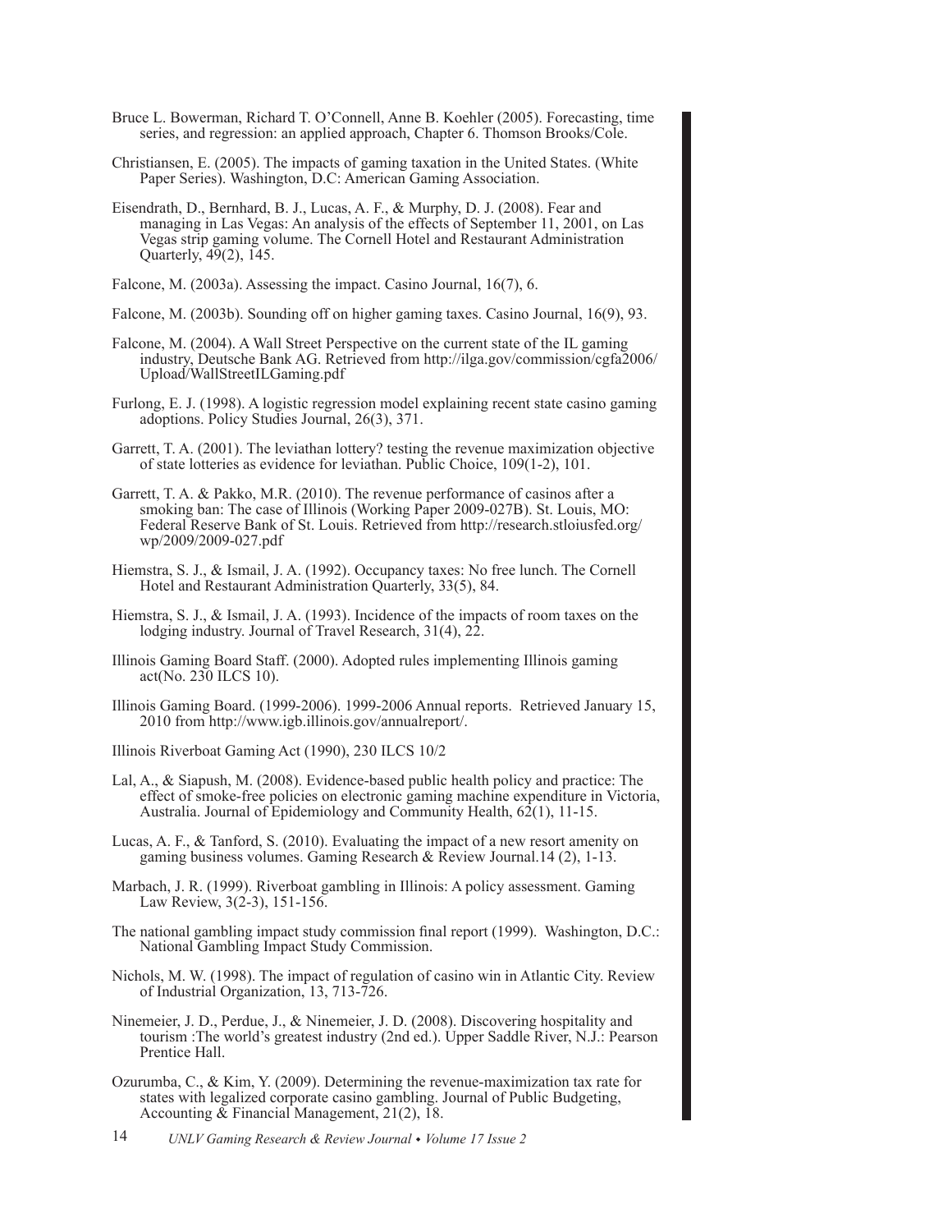Bruce L. Bowerman, Richard T. O'Connell, Anne B. Koehler (2005). Forecasting, time series, and regression: an applied approach, Chapter 6. Thomson Brooks/Cole.

Christiansen, E. (2005). The impacts of gaming taxation in the United States. (White Paper Series). Washington, D.C: American Gaming Association.

Eisendrath, D., Bernhard, B. J., Lucas, A. F., & Murphy, D. J. (2008). Fear and managing in Las Vegas: An analysis of the effects of September 11, 2001, on Las Vegas strip gaming volume. The Cornell Hotel and Restaurant Administration Quarterly, 49(2), 145.

Falcone, M. (2003a). Assessing the impact. Casino Journal, 16(7), 6.

Falcone, M. (2003b). Sounding off on higher gaming taxes. Casino Journal, 16(9), 93.

Falcone, M. (2004). A Wall Street Perspective on the current state of the IL gaming industry, Deutsche Bank AG. Retrieved from http://ilga.gov/commission/cgfa2006/Upload/WallStreetILGaming.pdf

Furlong, E. J. (1998). A logistic regression model explaining recent state casino gaming adoptions. Policy Studies Journal, 26(3), 371.

Garrett, T. A. (2001). The leviathan lottery? testing the revenue maximization objective of state lotteries as evidence for leviathan. Public Choice, 109(1-2), 101.

Garrett, T. A. & Pakko, M.R. (2010). The revenue performance of casinos after a smoking ban: The case of Illinois (Working Paper 2009-027B). St. Louis, MO: Federal Reserve Bank of St. Louis. Retrieved from http://research.stloiusfed.org/wp/2009/2009-027.pdf

Hiemstra, S. J., & Ismail, J. A. (1992). Occupancy taxes: No free lunch. The Cornell Hotel and Restaurant Administration Quarterly, 33(5), 84.

Hiemstra, S. J., & Ismail, J. A. (1993). Incidence of the impacts of room taxes on the lodging industry. Journal of Travel Research, 31(4), 22.

Illinois Gaming Board Staff. (2000). Adopted rules implementing Illinois gaming act(No. 230 ILCS 10).

Illinois Gaming Board. (1999-2006). 1999-2006 Annual reports. Retrieved January 15, 2010 from http://www.igb.illinois.gov/annualreport/.

Illinois Riverboat Gaming Act (1990), 230 ILCS 10/2

Lal, A., & Siapush, M. (2008). Evidence-based public health policy and practice: The effect of smoke-free policies on electronic gaming machine expenditure in Victoria, Australia. Journal of Epidemiology and Community Health, 62(1), 11-15.

Lucas, A. F., & Tanford, S. (2010). Evaluating the impact of a new resort amenity on gaming business volumes. Gaming Research & Review Journal.14 (2), 1-13.

Marbach, J. R. (1999). Riverboat gambling in Illinois: A policy assessment. Gaming Law Review, 3(2-3), 151-156.

The national gambling impact study commission final report (1999). Washington, D.C.: National Gambling Impact Study Commission.

Nichols, M. W. (1998). The impact of regulation of casino win in Atlantic City. Review of Industrial Organization, 13, 713-726.

Ninemeier, J. D., Perdue, J., & Ninemeier, J. D. (2008). Discovering hospitality and tourism :The world's greatest industry (2nd ed.). Upper Saddle River, N.J.: Pearson Prentice Hall.

Ozurumba, C., & Kim, Y. (2009). Determining the revenue-maximization tax rate for states with legalized corporate casino gambling. Journal of Public Budgeting, Accounting & Financial Management, 21(2), 18.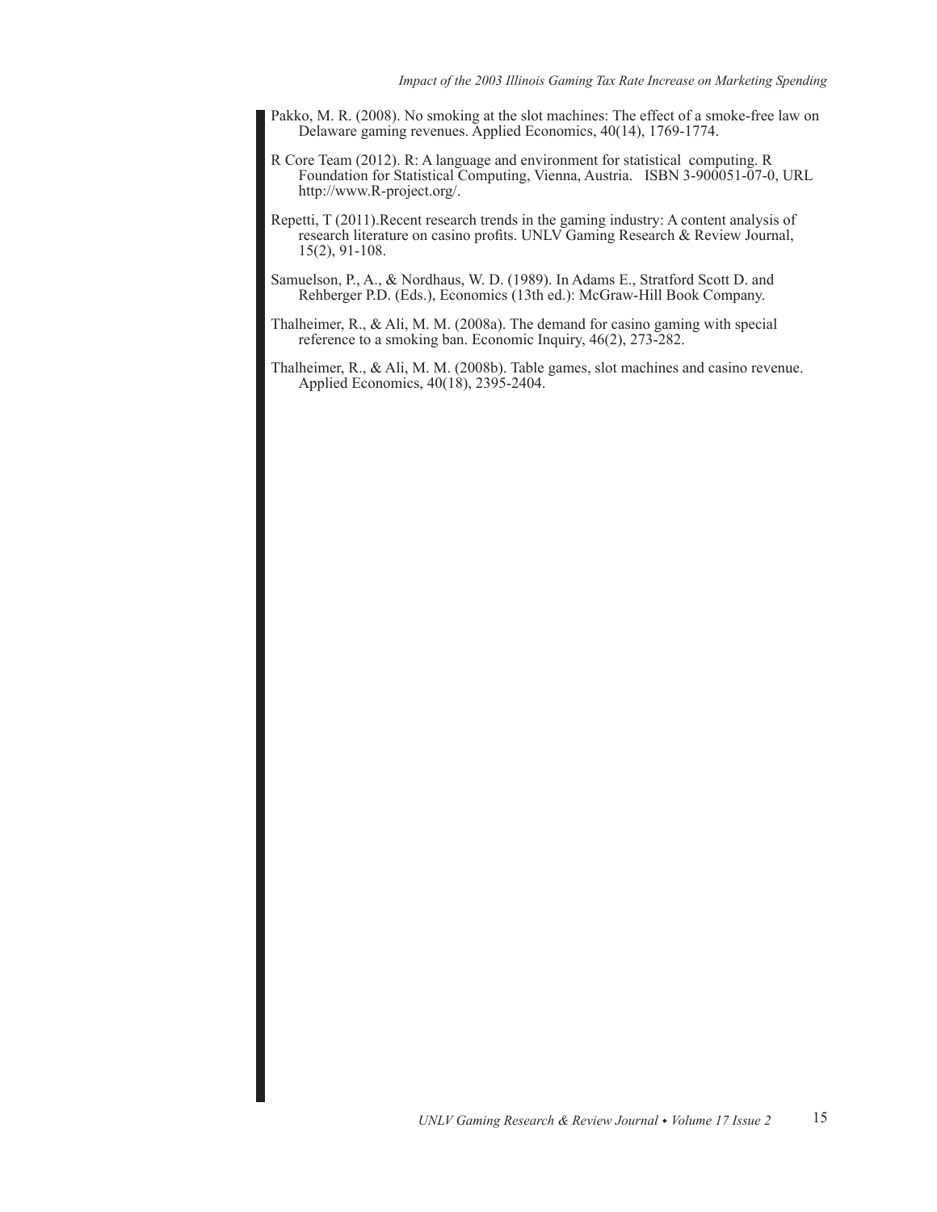Pakko, M. R. (2008). No smoking at the slot machines: The effect of a smoke-free law on Delaware gaming revenues. Applied Economics, 40(14), 1769-1774.

R Core Team (2012). R: A language and environment for statistical computing. R Foundation for Statistical Computing, Vienna, Austria. ISBN 3-900051-07-0, URL http://www.R-project.org/.

Repetti, T (2011).Recent research trends in the gaming industry: A content analysis of research literature on casino profits. UNLV Gaming Research & Review Journal, 15(2), 91-108.

Samuelson, P., A., & Nordhaus, W. D. (1989). In Adams E., Stratford Scott D. and Rehberger P.D. (Eds.), Economics (13th ed.): McGraw-Hill Book Company.

Thalheimer, R., & Ali, M. M. (2008a). The demand for casino gaming with special reference to a smoking ban. Economic Inquiry, 46(2), 273-282.

Thalheimer, R., & Ali, M. M. (2008b). Table games, slot machines and casino revenue. Applied Economics, 40(18), 2395-2404.